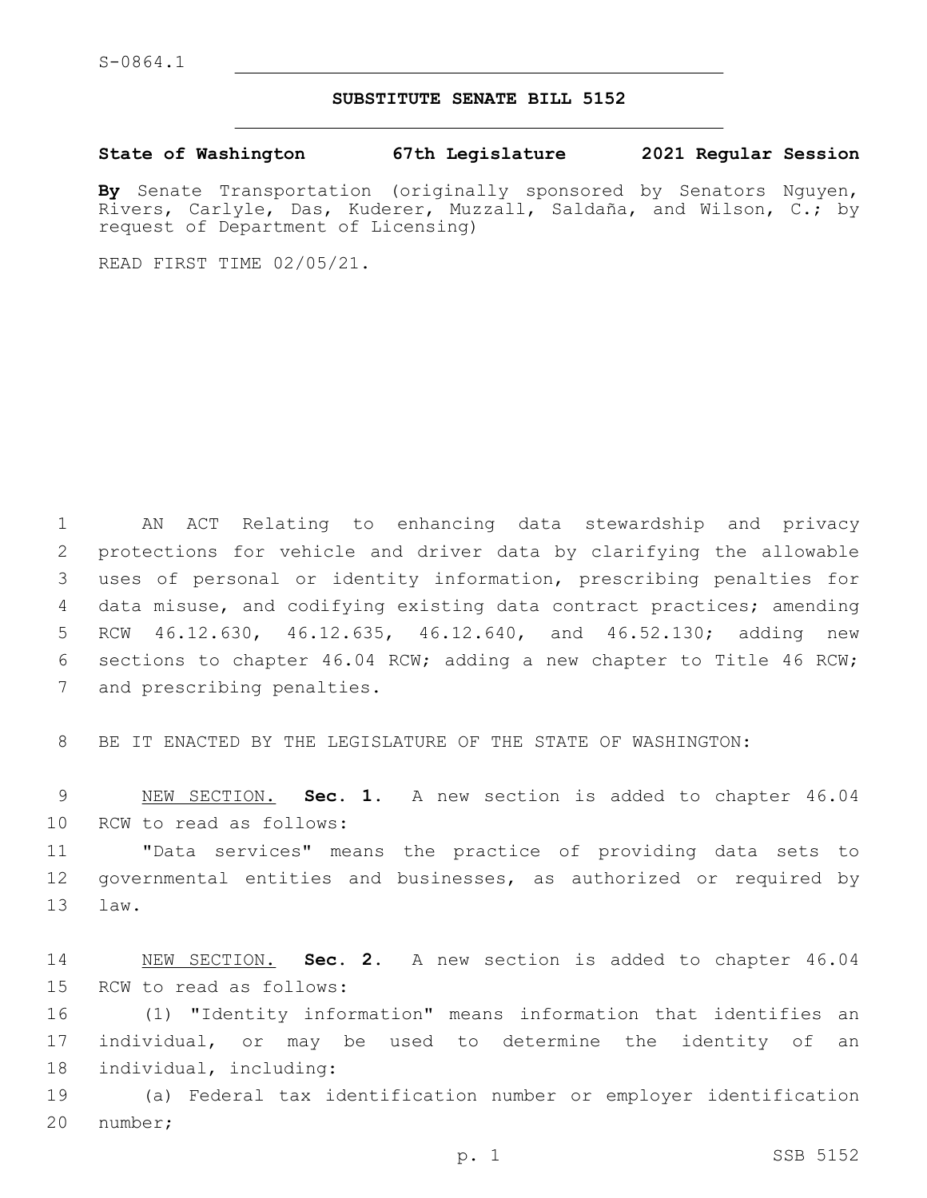S-0864.1

## SUBSTITUTE SENATE BILL 5152

**State of Washington 67th Legislature 2021 Regular Session**

**By** Senate Transportation (originally sponsored by Senators Nguyen, Rivers, Carlyle, Das, Kuderer, Muzzall, Saldaña, and Wilson, C.; by request of Department of Licensing)

READ FIRST TIME 02/05/21.

AN ACT Relating to enhancing data stewardship and privacy protections for vehicle and driver data by clarifying the allowable uses of personal or identity information, prescribing penalties for data misuse, and codifying existing data contract practices; amending RCW 46.12.630, 46.12.635, 46.12.640, and 46.52.130; adding new sections to chapter 46.04 RCW; adding a new chapter to Title 46 RCW; and prescribing penalties.

BE IT ENACTED BY THE LEGISLATURE OF THE STATE OF WASHINGTON:

NEW SECTION. **Sec. 1.** A new section is added to chapter 46.04 RCW to read as follows:

"Data services" means the practice of providing data sets to governmental entities and businesses, as authorized or required by law.

NEW SECTION. **Sec. 2.** A new section is added to chapter 46.04 RCW to read as follows:

(1) "Identity information" means information that identifies an individual, or may be used to determine the identity of an individual, including:

(a) Federal tax identification number or employer identification number;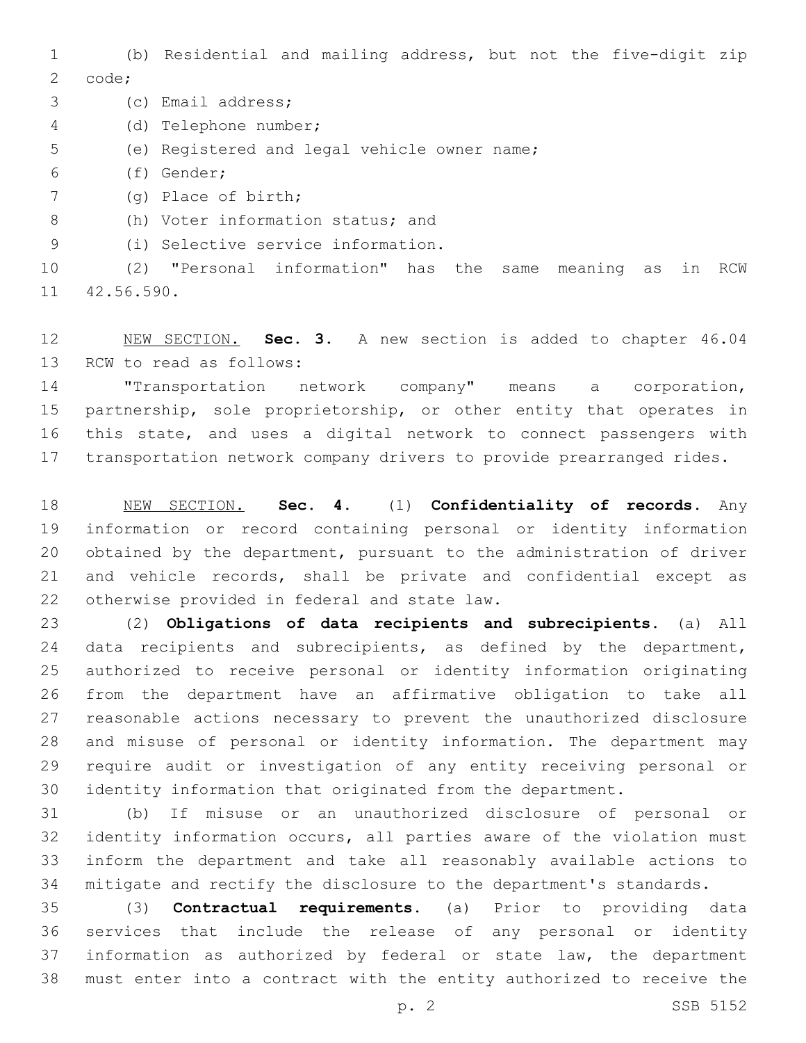(b) Residential and mailing address, but not the five-digit zip code;

(c) Email address;

(d) Telephone number;

(e) Registered and legal vehicle owner name;

(f) Gender;

(g) Place of birth;

(h) Voter information status; and

(i) Selective service information.

(2) "Personal information" has the same meaning as in RCW 42.56.590.

NEW SECTION. **Sec. 3.** A new section is added to chapter 46.04 RCW to read as follows:

"Transportation network company" means a corporation, partnership, sole proprietorship, or other entity that operates in this state, and uses a digital network to connect passengers with transportation network company drivers to provide prearranged rides.

NEW SECTION. **Sec. 4.** (1) **Confidentiality of records.** Any information or record containing personal or identity information obtained by the department, pursuant to the administration of driver and vehicle records, shall be private and confidential except as otherwise provided in federal and state law.

(2) **Obligations of data recipients and subrecipients.** (a) All data recipients and subrecipients, as defined by the department, authorized to receive personal or identity information originating from the department have an affirmative obligation to take all reasonable actions necessary to prevent the unauthorized disclosure and misuse of personal or identity information. The department may require audit or investigation of any entity receiving personal or identity information that originated from the department.

(b) If misuse or an unauthorized disclosure of personal or identity information occurs, all parties aware of the violation must inform the department and take all reasonably available actions to mitigate and rectify the disclosure to the department's standards.

(3) **Contractual requirements.** (a) Prior to providing data services that include the release of any personal or identity information as authorized by federal or state law, the department must enter into a contract with the entity authorized to receive the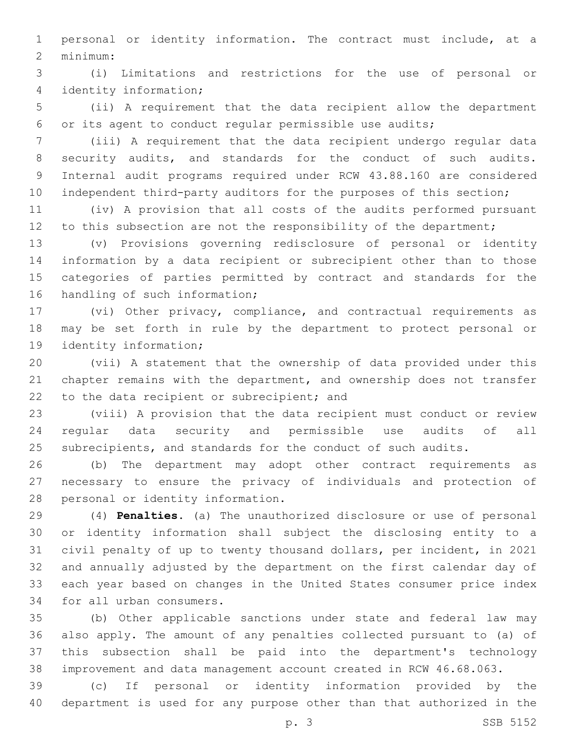personal or identity information. The contract must include, at a minimum:

(i) Limitations and restrictions for the use of personal or identity information;

(ii) A requirement that the data recipient allow the department or its agent to conduct regular permissible use audits;

(iii) A requirement that the data recipient undergo regular data security audits, and standards for the conduct of such audits. Internal audit programs required under RCW 43.88.160 are considered independent third-party auditors for the purposes of this section;

(iv) A provision that all costs of the audits performed pursuant to this subsection are not the responsibility of the department;

(v) Provisions governing redisclosure of personal or identity information by a data recipient or subrecipient other than to those categories of parties permitted by contract and standards for the handling of such information;

(vi) Other privacy, compliance, and contractual requirements as may be set forth in rule by the department to protect personal or identity information;

(vii) A statement that the ownership of data provided under this chapter remains with the department, and ownership does not transfer to the data recipient or subrecipient; and

(viii) A provision that the data recipient must conduct or review regular data security and permissible use audits of all subrecipients, and standards for the conduct of such audits.

(b) The department may adopt other contract requirements as necessary to ensure the privacy of individuals and protection of personal or identity information.

(4) **Penalties.** (a) The unauthorized disclosure or use of personal or identity information shall subject the disclosing entity to a civil penalty of up to twenty thousand dollars, per incident, in 2021 and annually adjusted by the department on the first calendar day of each year based on changes in the United States consumer price index for all urban consumers.

(b) Other applicable sanctions under state and federal law may also apply. The amount of any penalties collected pursuant to (a) of this subsection shall be paid into the department's technology improvement and data management account created in RCW 46.68.063.

(c) If personal or identity information provided by the department is used for any purpose other than that authorized in the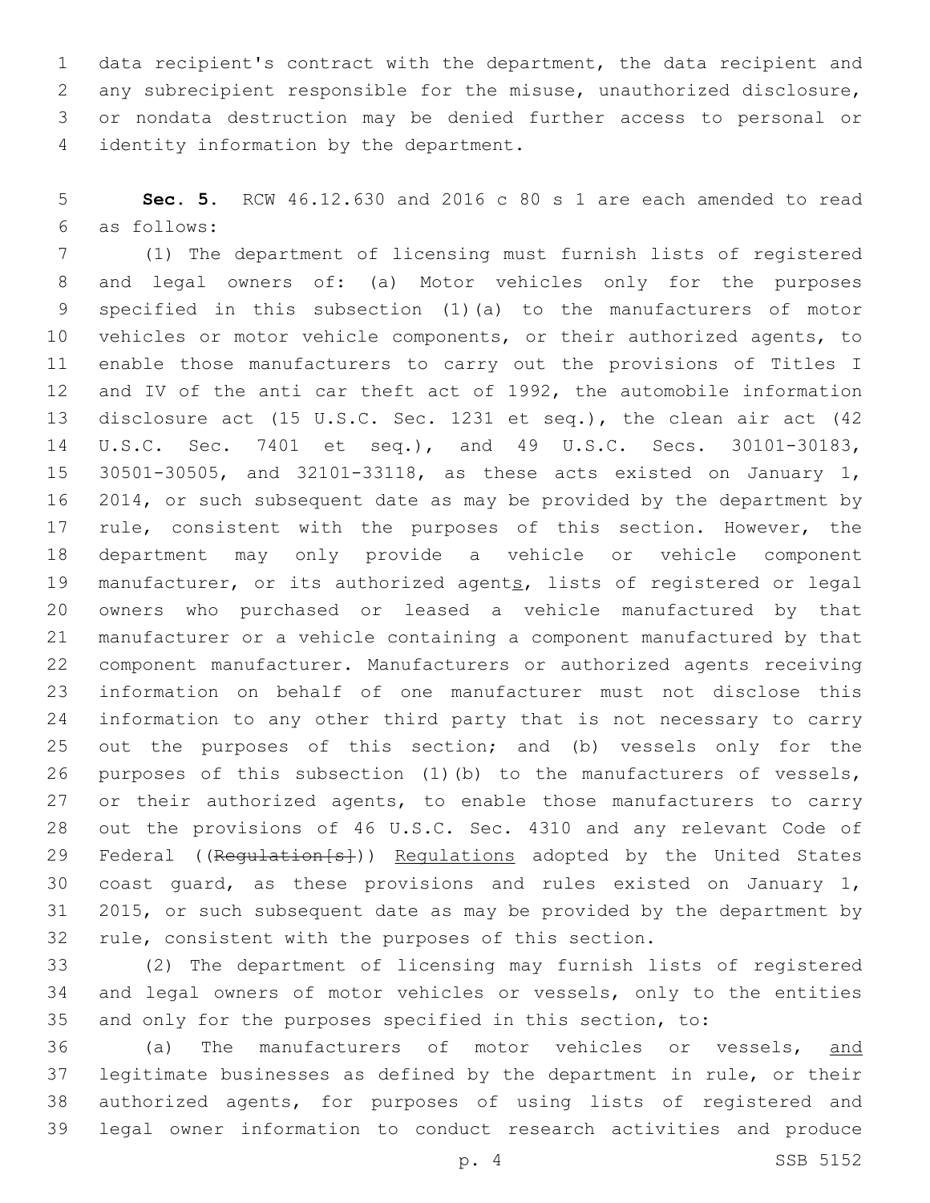data recipient's contract with the department, the data recipient and any subrecipient responsible for the misuse, unauthorized disclosure, or nondata destruction may be denied further access to personal or identity information by the department.

**Sec. 5.** RCW 46.12.630 and 2016 c 80 s 1 are each amended to read as follows:

(1) The department of licensing must furnish lists of registered and legal owners of: (a) Motor vehicles only for the purposes specified in this subsection (1)(a) to the manufacturers of motor vehicles or motor vehicle components, or their authorized agents, to enable those manufacturers to carry out the provisions of Titles I and IV of the anti car theft act of 1992, the automobile information disclosure act (15 U.S.C. Sec. 1231 et seq.), the clean air act (42 U.S.C. Sec. 7401 et seq.), and 49 U.S.C. Secs. 30101-30183, 30501-30505, and 32101-33118, as these acts existed on January 1, 2014, or such subsequent date as may be provided by the department by rule, consistent with the purposes of this section. However, the department may only provide a vehicle or vehicle component manufacturer, or its authorized agent<u>s</u>, lists of registered or legal owners who purchased or leased a vehicle manufactured by that manufacturer or a vehicle containing a component manufactured by that component manufacturer. Manufacturers or authorized agents receiving information on behalf of one manufacturer must not disclose this information to any other third party that is not necessary to carry out the purposes of this section; and (b) vessels only for the purposes of this subsection (1)(b) to the manufacturers of vessels, or their authorized agents, to enable those manufacturers to carry out the provisions of 46 U.S.C. Sec. 4310 and any relevant Code of Federal ((~~Regulation[s]~~)) <u>Regulations</u> adopted by the United States coast guard, as these provisions and rules existed on January 1, 2015, or such subsequent date as may be provided by the department by rule, consistent with the purposes of this section.

(2) The department of licensing may furnish lists of registered and legal owners of motor vehicles or vessels, only to the entities and only for the purposes specified in this section, to:

(a) The manufacturers of motor vehicles or vessels, <u>and</u> legitimate businesses as defined by the department in rule, or their authorized agents, for purposes of using lists of registered and legal owner information to conduct research activities and produce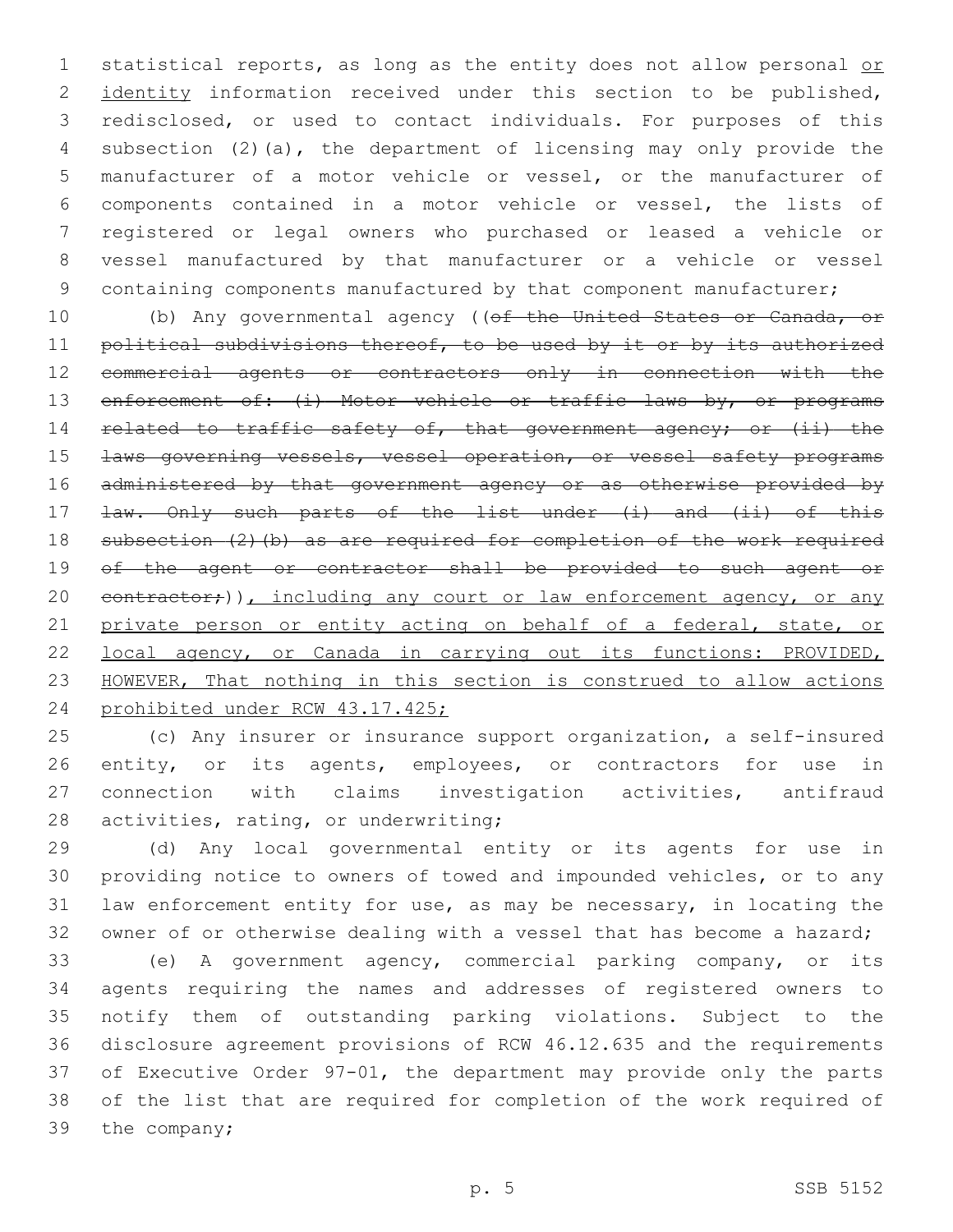statistical reports, as long as the entity does not allow personal <u>or identity</u> information received under this section to be published, redisclosed, or used to contact individuals. For purposes of this subsection (2)(a), the department of licensing may only provide the manufacturer of a motor vehicle or vessel, or the manufacturer of components contained in a motor vehicle or vessel, the lists of registered or legal owners who purchased or leased a vehicle or vessel manufactured by that manufacturer or a vehicle or vessel containing components manufactured by that component manufacturer;

(b) Any governmental agency ((~~of the United States or Canada, or political subdivisions thereof, to be used by it or by its authorized commercial agents or contractors only in connection with the enforcement of: (i) Motor vehicle or traffic laws by, or programs related to traffic safety of, that government agency; or (ii) the laws governing vessels, vessel operation, or vessel safety programs administered by that government agency or as otherwise provided by law. Only such parts of the list under (i) and (ii) of this subsection (2)(b) as are required for completion of the work required of the agent or contractor shall be provided to such agent or contractor;~~))<u>, including any court or law enforcement agency, or any private person or entity acting on behalf of a federal, state, or local agency, or Canada in carrying out its functions: PROVIDED, HOWEVER, That nothing in this section is construed to allow actions prohibited under RCW 43.17.425;</u>

(c) Any insurer or insurance support organization, a self-insured entity, or its agents, employees, or contractors for use in connection with claims investigation activities, antifraud activities, rating, or underwriting;

(d) Any local governmental entity or its agents for use in providing notice to owners of towed and impounded vehicles, or to any law enforcement entity for use, as may be necessary, in locating the owner of or otherwise dealing with a vessel that has become a hazard;

(e) A government agency, commercial parking company, or its agents requiring the names and addresses of registered owners to notify them of outstanding parking violations. Subject to the disclosure agreement provisions of RCW 46.12.635 and the requirements of Executive Order 97-01, the department may provide only the parts of the list that are required for completion of the work required of the company;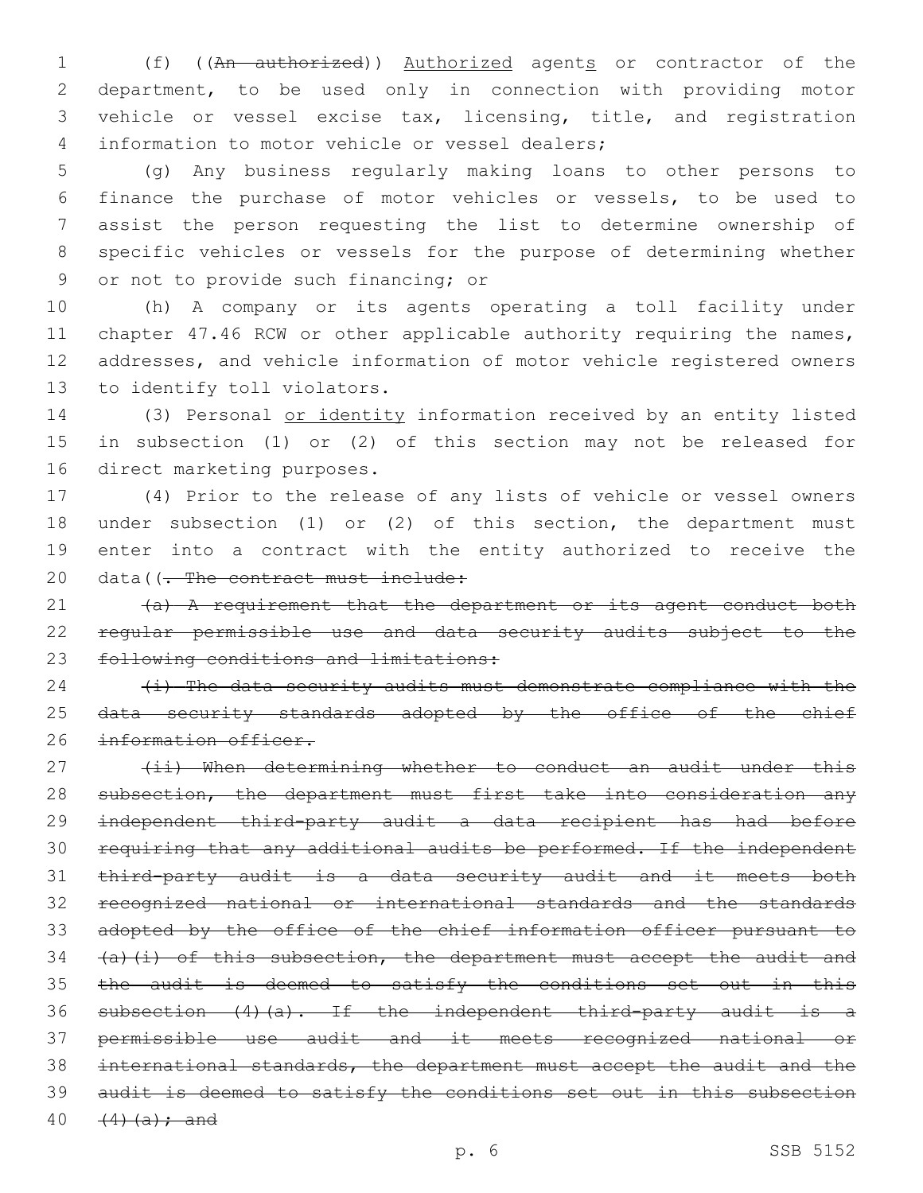(f) ((~~An authorized~~)) <u>Authorized</u> agent<u>s</u> or contractor of the department, to be used only in connection with providing motor vehicle or vessel excise tax, licensing, title, and registration information to motor vehicle or vessel dealers;

(g) Any business regularly making loans to other persons to finance the purchase of motor vehicles or vessels, to be used to assist the person requesting the list to determine ownership of specific vehicles or vessels for the purpose of determining whether or not to provide such financing; or

(h) A company or its agents operating a toll facility under chapter 47.46 RCW or other applicable authority requiring the names, addresses, and vehicle information of motor vehicle registered owners to identify toll violators.

(3) Personal <u>or identity</u> information received by an entity listed in subsection (1) or (2) of this section may not be released for direct marketing purposes.

(4) Prior to the release of any lists of vehicle or vessel owners under subsection (1) or (2) of this section, the department must enter into a contract with the entity authorized to receive the data((~~. The contract must include:~~

~~(a) A requirement that the department or its agent conduct both regular permissible use and data security audits subject to the following conditions and limitations:~~

~~(i) The data security audits must demonstrate compliance with the data security standards adopted by the office of the chief information officer.~~

~~(ii) When determining whether to conduct an audit under this subsection, the department must first take into consideration any independent third-party audit a data recipient has had before requiring that any additional audits be performed. If the independent third-party audit is a data security audit and it meets both recognized national or international standards and the standards adopted by the office of the chief information officer pursuant to (a)(i) of this subsection, the department must accept the audit and the audit is deemed to satisfy the conditions set out in this subsection (4)(a). If the independent third-party audit is a permissible use audit and it meets recognized national or international standards, the department must accept the audit and the audit is deemed to satisfy the conditions set out in this subsection (4)(a); and~~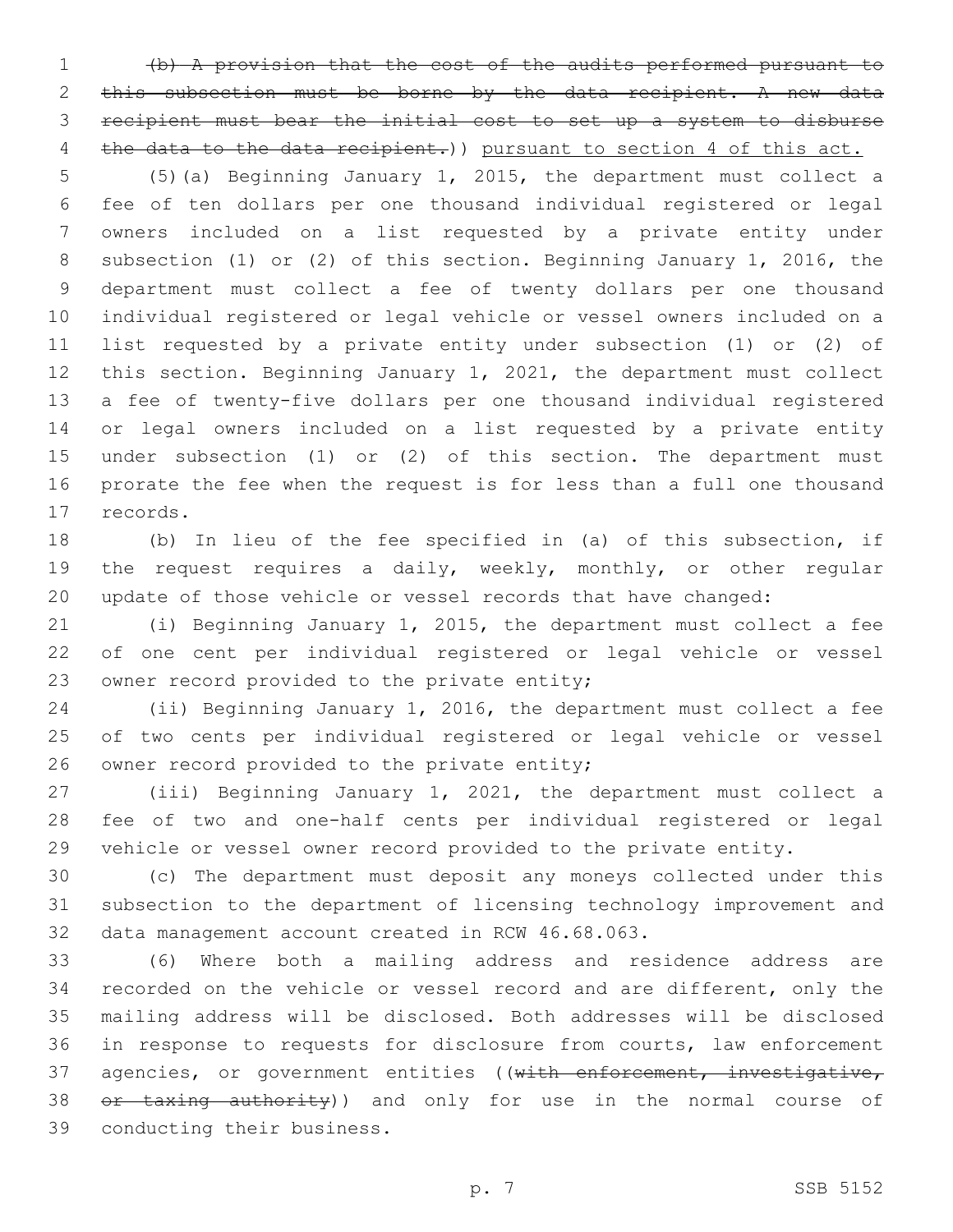(b) ~~A provision that the cost of the audits performed pursuant to this subsection must be borne by the data recipient. A new data recipient must bear the initial cost to set up a system to disburse the data to the data recipient.~~)) pursuant to section 4 of this act.

(5)(a) Beginning January 1, 2015, the department must collect a fee of ten dollars per one thousand individual registered or legal owners included on a list requested by a private entity under subsection (1) or (2) of this section. Beginning January 1, 2016, the department must collect a fee of twenty dollars per one thousand individual registered or legal vehicle or vessel owners included on a list requested by a private entity under subsection (1) or (2) of this section. Beginning January 1, 2021, the department must collect a fee of twenty-five dollars per one thousand individual registered or legal owners included on a list requested by a private entity under subsection (1) or (2) of this section. The department must prorate the fee when the request is for less than a full one thousand records.

(b) In lieu of the fee specified in (a) of this subsection, if the request requires a daily, weekly, monthly, or other regular update of those vehicle or vessel records that have changed:

(i) Beginning January 1, 2015, the department must collect a fee of one cent per individual registered or legal vehicle or vessel owner record provided to the private entity;

(ii) Beginning January 1, 2016, the department must collect a fee of two cents per individual registered or legal vehicle or vessel owner record provided to the private entity;

(iii) Beginning January 1, 2021, the department must collect a fee of two and one-half cents per individual registered or legal vehicle or vessel owner record provided to the private entity.

(c) The department must deposit any moneys collected under this subsection to the department of licensing technology improvement and data management account created in RCW 46.68.063.

(6) Where both a mailing address and residence address are recorded on the vehicle or vessel record and are different, only the mailing address will be disclosed. Both addresses will be disclosed in response to requests for disclosure from courts, law enforcement agencies, or government entities ((~~with enforcement, investigative, or taxing authority~~)) and only for use in the normal course of conducting their business.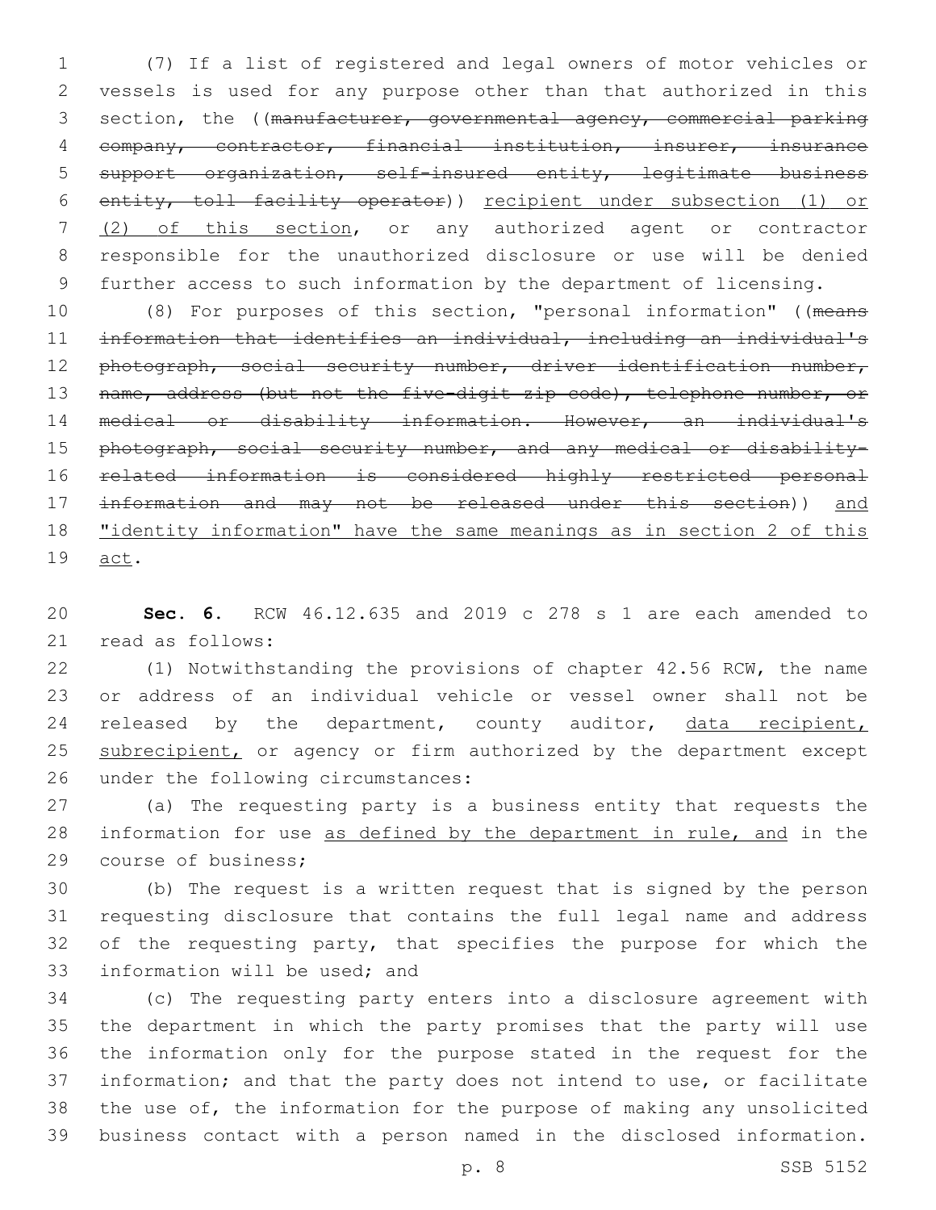(7) If a list of registered and legal owners of motor vehicles or vessels is used for any purpose other than that authorized in this section, the ((~~manufacturer, governmental agency, commercial parking company, contractor, financial institution, insurer, insurance support organization, self-insured entity, legitimate business entity, toll facility operator~~)) <u>recipient under subsection (1) or (2) of this section</u>, or any authorized agent or contractor responsible for the unauthorized disclosure or use will be denied further access to such information by the department of licensing.

(8) For purposes of this section, "personal information" ((~~means information that identifies an individual, including an individual's photograph, social security number, driver identification number, name, address (but not the five-digit zip code), telephone number, or medical or disability information. However, an individual's photograph, social security number, and any medical or disability-related information is considered highly restricted personal information and may not be released under this section~~)) <u>and "identity information" have the same meanings as in section 2 of this act</u>.

**Sec. 6.** RCW 46.12.635 and 2019 c 278 s 1 are each amended to read as follows:

(1) Notwithstanding the provisions of chapter 42.56 RCW, the name or address of an individual vehicle or vessel owner shall not be released by the department, county auditor, <u>data recipient, subrecipient,</u> or agency or firm authorized by the department except under the following circumstances:

(a) The requesting party is a business entity that requests the information for use <u>as defined by the department in rule, and</u> in the course of business;

(b) The request is a written request that is signed by the person requesting disclosure that contains the full legal name and address of the requesting party, that specifies the purpose for which the information will be used; and

(c) The requesting party enters into a disclosure agreement with the department in which the party promises that the party will use the information only for the purpose stated in the request for the information; and that the party does not intend to use, or facilitate the use of, the information for the purpose of making any unsolicited business contact with a person named in the disclosed information.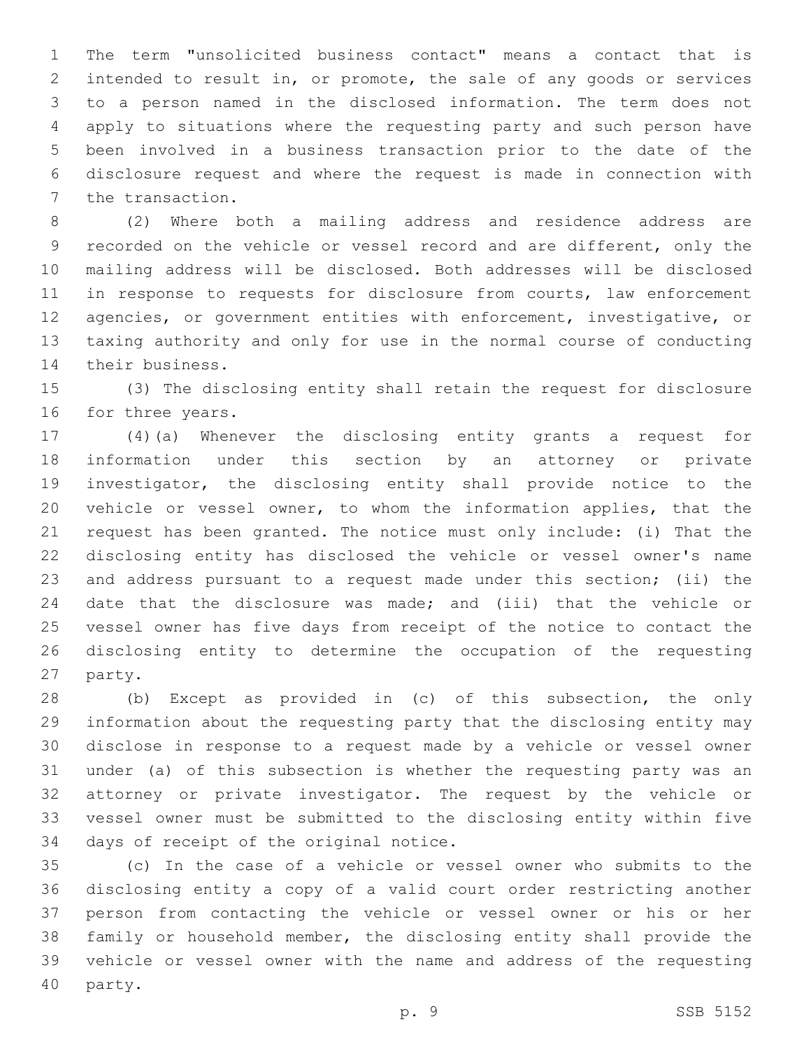The term "unsolicited business contact" means a contact that is intended to result in, or promote, the sale of any goods or services to a person named in the disclosed information. The term does not apply to situations where the requesting party and such person have been involved in a business transaction prior to the date of the disclosure request and where the request is made in connection with the transaction.

(2) Where both a mailing address and residence address are recorded on the vehicle or vessel record and are different, only the mailing address will be disclosed. Both addresses will be disclosed in response to requests for disclosure from courts, law enforcement agencies, or government entities with enforcement, investigative, or taxing authority and only for use in the normal course of conducting their business.

(3) The disclosing entity shall retain the request for disclosure for three years.

(4)(a) Whenever the disclosing entity grants a request for information under this section by an attorney or private investigator, the disclosing entity shall provide notice to the vehicle or vessel owner, to whom the information applies, that the request has been granted. The notice must only include: (i) That the disclosing entity has disclosed the vehicle or vessel owner's name and address pursuant to a request made under this section; (ii) the date that the disclosure was made; and (iii) that the vehicle or vessel owner has five days from receipt of the notice to contact the disclosing entity to determine the occupation of the requesting party.

(b) Except as provided in (c) of this subsection, the only information about the requesting party that the disclosing entity may disclose in response to a request made by a vehicle or vessel owner under (a) of this subsection is whether the requesting party was an attorney or private investigator. The request by the vehicle or vessel owner must be submitted to the disclosing entity within five days of receipt of the original notice.

(c) In the case of a vehicle or vessel owner who submits to the disclosing entity a copy of a valid court order restricting another person from contacting the vehicle or vessel owner or his or her family or household member, the disclosing entity shall provide the vehicle or vessel owner with the name and address of the requesting party.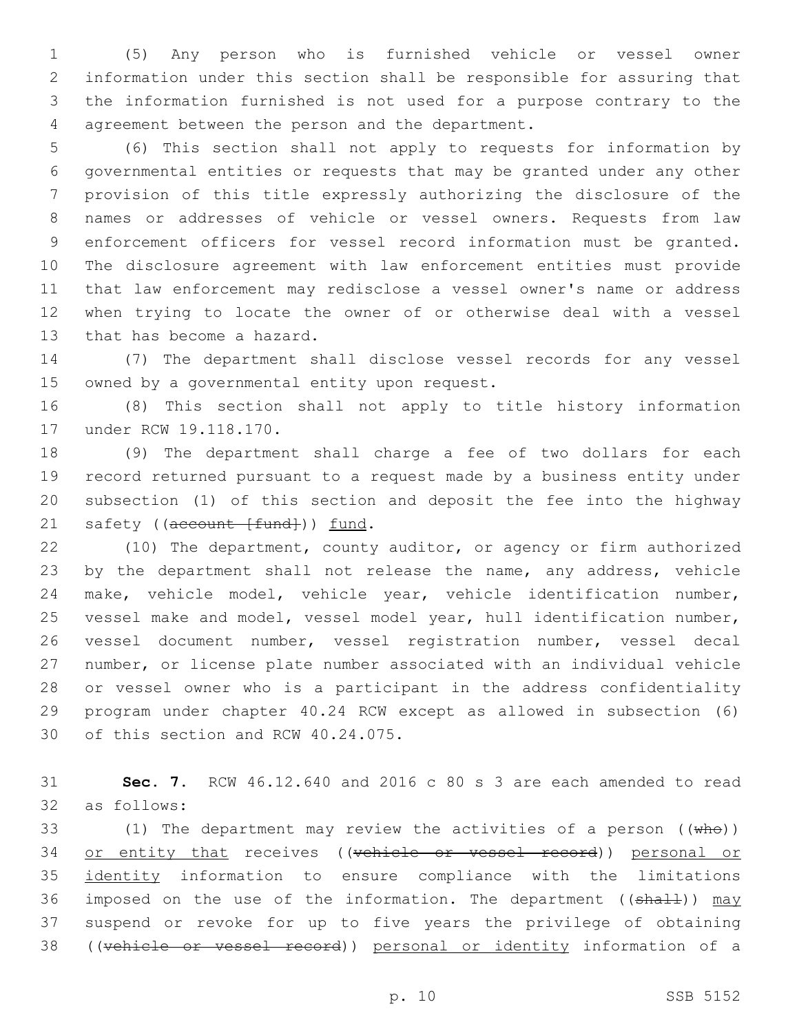(5) Any person who is furnished vehicle or vessel owner information under this section shall be responsible for assuring that the information furnished is not used for a purpose contrary to the agreement between the person and the department.

(6) This section shall not apply to requests for information by governmental entities or requests that may be granted under any other provision of this title expressly authorizing the disclosure of the names or addresses of vehicle or vessel owners. Requests from law enforcement officers for vessel record information must be granted. The disclosure agreement with law enforcement entities must provide that law enforcement may redisclose a vessel owner's name or address when trying to locate the owner of or otherwise deal with a vessel that has become a hazard.

(7) The department shall disclose vessel records for any vessel owned by a governmental entity upon request.

(8) This section shall not apply to title history information under RCW 19.118.170.

(9) The department shall charge a fee of two dollars for each record returned pursuant to a request made by a business entity under subsection (1) of this section and deposit the fee into the highway safety ((~~account [fund]~~)) <u>fund</u>.

(10) The department, county auditor, or agency or firm authorized by the department shall not release the name, any address, vehicle make, vehicle model, vehicle year, vehicle identification number, vessel make and model, vessel model year, hull identification number, vessel document number, vessel registration number, vessel decal number, or license plate number associated with an individual vehicle or vessel owner who is a participant in the address confidentiality program under chapter 40.24 RCW except as allowed in subsection (6) of this section and RCW 40.24.075.

**Sec. 7.** RCW 46.12.640 and 2016 c 80 s 3 are each amended to read as follows:

(1) The department may review the activities of a person ((~~who~~)) <u>or entity that</u> receives ((~~vehicle or vessel record~~)) <u>personal or identity</u> information to ensure compliance with the limitations imposed on the use of the information. The department ((~~shall~~)) <u>may</u> suspend or revoke for up to five years the privilege of obtaining ((~~vehicle or vessel record~~)) <u>personal or identity</u> information of a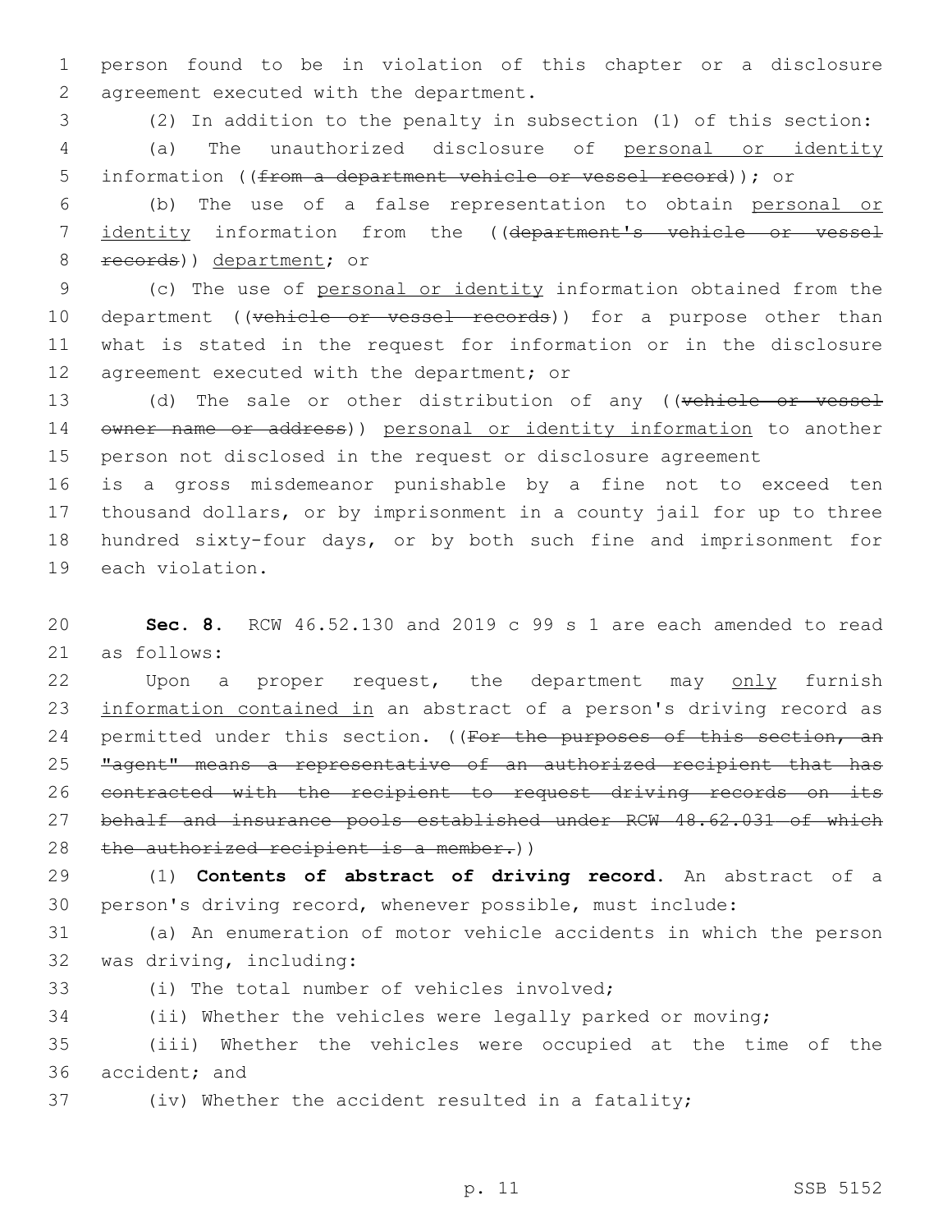person found to be in violation of this chapter or a disclosure agreement executed with the department.

(2) In addition to the penalty in subsection (1) of this section:

(a) The unauthorized disclosure of <u>personal or identity</u> information ((~~from a department vehicle or vessel record~~)); or

(b) The use of a false representation to obtain <u>personal or identity</u> information from the ((~~department's vehicle or vessel records~~)) <u>department</u>; or

(c) The use of <u>personal or identity</u> information obtained from the department ((~~vehicle or vessel records~~)) for a purpose other than what is stated in the request for information or in the disclosure agreement executed with the department; or

(d) The sale or other distribution of any ((~~vehicle or vessel owner name or address~~)) <u>personal or identity information</u> to another person not disclosed in the request or disclosure agreement

is a gross misdemeanor punishable by a fine not to exceed ten thousand dollars, or by imprisonment in a county jail for up to three hundred sixty-four days, or by both such fine and imprisonment for each violation.

**Sec. 8.** RCW 46.52.130 and 2019 c 99 s 1 are each amended to read as follows:

Upon a proper request, the department may <u>only</u> furnish <u>information contained in</u> an abstract of a person's driving record as permitted under this section. ((~~For the purposes of this section, an "agent" means a representative of an authorized recipient that has contracted with the recipient to request driving records on its behalf and insurance pools established under RCW 48.62.031 of which the authorized recipient is a member.~~))

(1) **Contents of abstract of driving record.** An abstract of a person's driving record, whenever possible, must include:

(a) An enumeration of motor vehicle accidents in which the person was driving, including:

(i) The total number of vehicles involved;

(ii) Whether the vehicles were legally parked or moving;

(iii) Whether the vehicles were occupied at the time of the accident; and

(iv) Whether the accident resulted in a fatality;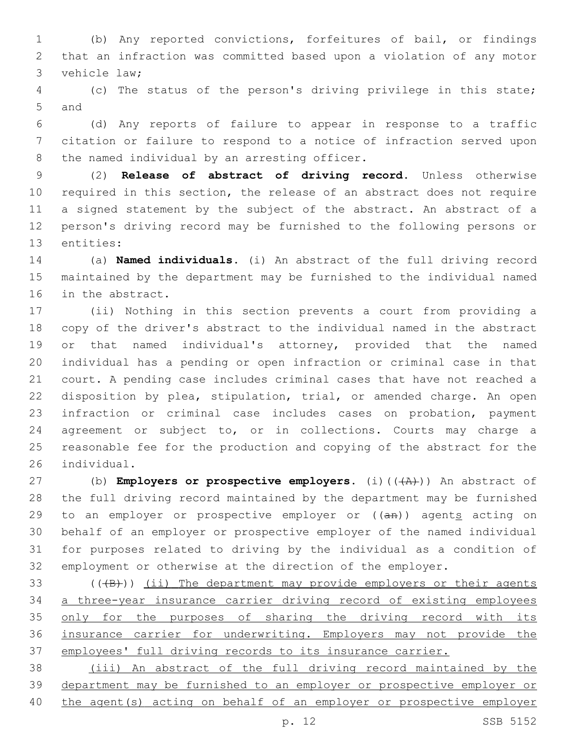(b) Any reported convictions, forfeitures of bail, or findings that an infraction was committed based upon a violation of any motor vehicle law;

(c) The status of the person's driving privilege in this state; and

(d) Any reports of failure to appear in response to a traffic citation or failure to respond to a notice of infraction served upon the named individual by an arresting officer.

(2) **Release of abstract of driving record.** Unless otherwise required in this section, the release of an abstract does not require a signed statement by the subject of the abstract. An abstract of a person's driving record may be furnished to the following persons or entities:

(a) **Named individuals.** (i) An abstract of the full driving record maintained by the department may be furnished to the individual named in the abstract.

(ii) Nothing in this section prevents a court from providing a copy of the driver's abstract to the individual named in the abstract or that named individual's attorney, provided that the named individual has a pending or open infraction or criminal case in that court. A pending case includes criminal cases that have not reached a disposition by plea, stipulation, trial, or amended charge. An open infraction or criminal case includes cases on probation, payment agreement or subject to, or in collections. Courts may charge a reasonable fee for the production and copying of the abstract for the individual.

(b) **Employers or prospective employers.** (i)~~((A))~~ An abstract of the full driving record maintained by the department may be furnished to an employer or prospective employer or ~~((an))~~ agents acting on behalf of an employer or prospective employer of the named individual for purposes related to driving by the individual as a condition of employment or otherwise at the direction of the employer.

~~((B))~~ <u>(ii) The department may provide employers or their agents a three-year insurance carrier driving record of existing employees only for the purposes of sharing the driving record with its insurance carrier for underwriting. Employers may not provide the employees' full driving records to its insurance carrier.</u>

<u>(iii) An abstract of the full driving record maintained by the department may be furnished to an employer or prospective employer or the agent(s) acting on behalf of an employer or prospective employer</u>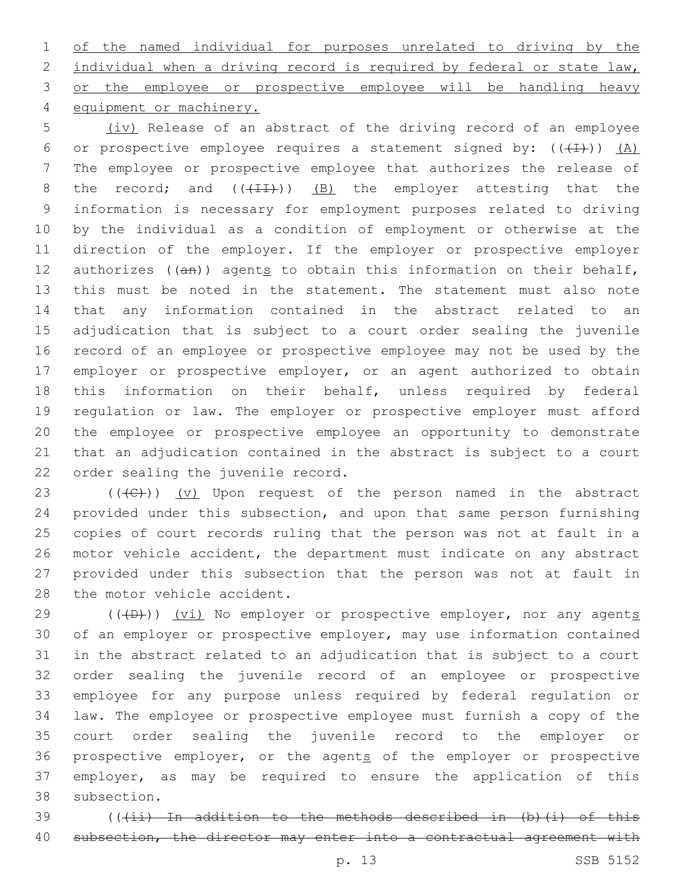of the named individual for purposes unrelated to driving by the individual when a driving record is required by federal or state law, or the employee or prospective employee will be handling heavy equipment or machinery.

(iv) Release of an abstract of the driving record of an employee or prospective employee requires a statement signed by: (((I))) (A) The employee or prospective employee that authorizes the release of the record; and (((II))) (B) the employer attesting that the information is necessary for employment purposes related to driving by the individual as a condition of employment or otherwise at the direction of the employer. If the employer or prospective employer authorizes ((an)) agents to obtain this information on their behalf, this must be noted in the statement. The statement must also note that any information contained in the abstract related to an adjudication that is subject to a court order sealing the juvenile record of an employee or prospective employee may not be used by the employer or prospective employer, or an agent authorized to obtain this information on their behalf, unless required by federal regulation or law. The employer or prospective employer must afford the employee or prospective employee an opportunity to demonstrate that an adjudication contained in the abstract is subject to a court order sealing the juvenile record.

(((C))) (v) Upon request of the person named in the abstract provided under this subsection, and upon that same person furnishing copies of court records ruling that the person was not at fault in a motor vehicle accident, the department must indicate on any abstract provided under this subsection that the person was not at fault in the motor vehicle accident.

(((D))) (vi) No employer or prospective employer, nor any agents of an employer or prospective employer, may use information contained in the abstract related to an adjudication that is subject to a court order sealing the juvenile record of an employee or prospective employee for any purpose unless required by federal regulation or law. The employee or prospective employee must furnish a copy of the court order sealing the juvenile record to the employer or prospective employer, or the agents of the employer or prospective employer, as may be required to ensure the application of this subsection.

~~(((ii) In addition to the methods described in (b)(i) of this subsection, the director may enter into a contractual agreement with~~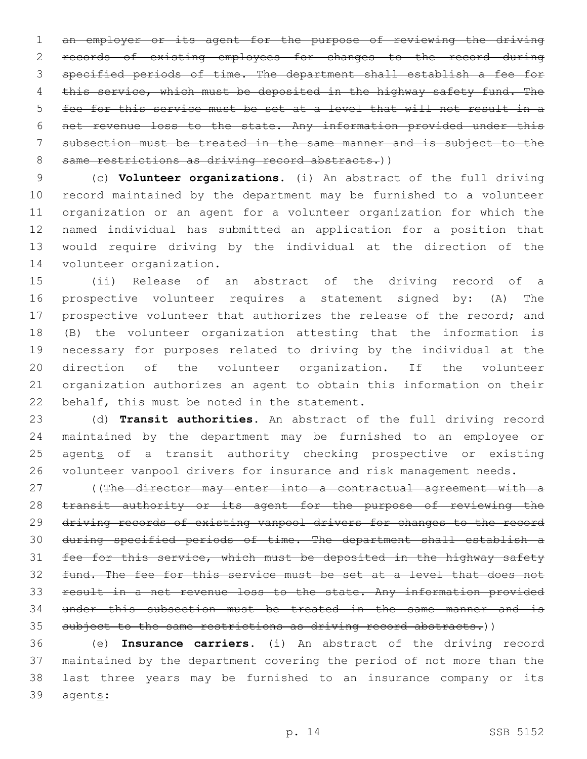~~an employer or its agent for the purpose of reviewing the driving records of existing employees for changes to the record during specified periods of time. The department shall establish a fee for this service, which must be deposited in the highway safety fund. The fee for this service must be set at a level that will not result in a net revenue loss to the state. Any information provided under this subsection must be treated in the same manner and is subject to the same restrictions as driving record abstracts.~~))

(c) **Volunteer organizations.** (i) An abstract of the full driving record maintained by the department may be furnished to a volunteer organization or an agent for a volunteer organization for which the named individual has submitted an application for a position that would require driving by the individual at the direction of the volunteer organization.

(ii) Release of an abstract of the driving record of a prospective volunteer requires a statement signed by: (A) The prospective volunteer that authorizes the release of the record; and (B) the volunteer organization attesting that the information is necessary for purposes related to driving by the individual at the direction of the volunteer organization. If the volunteer organization authorizes an agent to obtain this information on their behalf, this must be noted in the statement.

(d) **Transit authorities.** An abstract of the full driving record maintained by the department may be furnished to an employee or agent<u>s</u> of a transit authority checking prospective or existing volunteer vanpool drivers for insurance and risk management needs.

((~~The director may enter into a contractual agreement with a transit authority or its agent for the purpose of reviewing the driving records of existing vanpool drivers for changes to the record during specified periods of time. The department shall establish a fee for this service, which must be deposited in the highway safety fund. The fee for this service must be set at a level that does not result in a net revenue loss to the state. Any information provided under this subsection must be treated in the same manner and is subject to the same restrictions as driving record abstracts.~~))

(e) **Insurance carriers.** (i) An abstract of the driving record maintained by the department covering the period of not more than the last three years may be furnished to an insurance company or its agent<u>s</u>: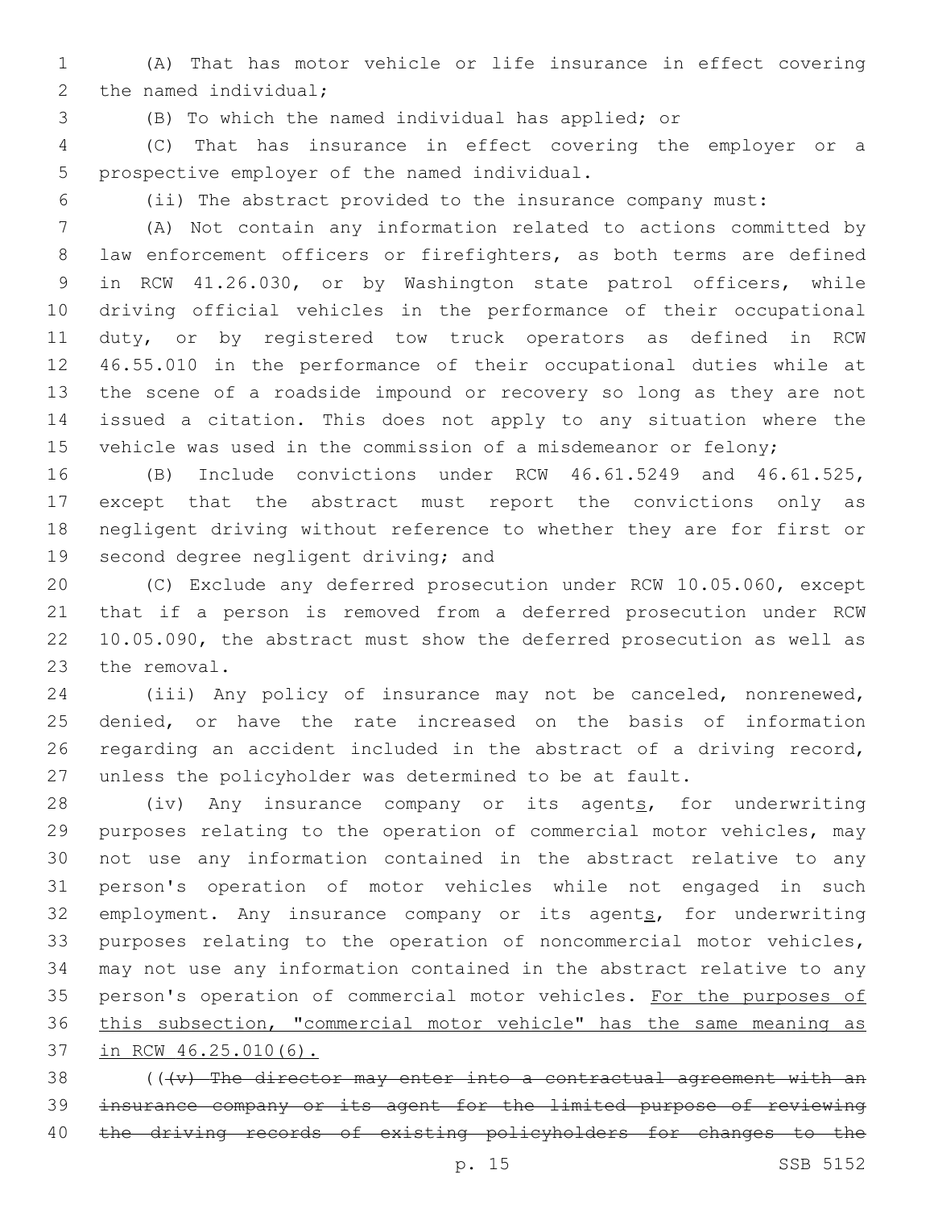(A) That has motor vehicle or life insurance in effect covering the named individual;

(B) To which the named individual has applied; or

(C) That has insurance in effect covering the employer or a prospective employer of the named individual.

(ii) The abstract provided to the insurance company must:

(A) Not contain any information related to actions committed by law enforcement officers or firefighters, as both terms are defined in RCW 41.26.030, or by Washington state patrol officers, while driving official vehicles in the performance of their occupational duty, or by registered tow truck operators as defined in RCW 46.55.010 in the performance of their occupational duties while at the scene of a roadside impound or recovery so long as they are not issued a citation. This does not apply to any situation where the vehicle was used in the commission of a misdemeanor or felony;

(B) Include convictions under RCW 46.61.5249 and 46.61.525, except that the abstract must report the convictions only as negligent driving without reference to whether they are for first or second degree negligent driving; and

(C) Exclude any deferred prosecution under RCW 10.05.060, except that if a person is removed from a deferred prosecution under RCW 10.05.090, the abstract must show the deferred prosecution as well as the removal.

(iii) Any policy of insurance may not be canceled, nonrenewed, denied, or have the rate increased on the basis of information regarding an accident included in the abstract of a driving record, unless the policyholder was determined to be at fault.

(iv) Any insurance company or its agent<u>s</u>, for underwriting purposes relating to the operation of commercial motor vehicles, may not use any information contained in the abstract relative to any person's operation of motor vehicles while not engaged in such employment. Any insurance company or its agent<u>s</u>, for underwriting purposes relating to the operation of noncommercial motor vehicles, may not use any information contained in the abstract relative to any person's operation of commercial motor vehicles. <u>For the purposes of this subsection, "commercial motor vehicle" has the same meaning as in RCW 46.25.010(6).</u>

((~~(v) The director may enter into a contractual agreement with an insurance company or its agent for the limited purpose of reviewing the driving records of existing policyholders for changes to the~~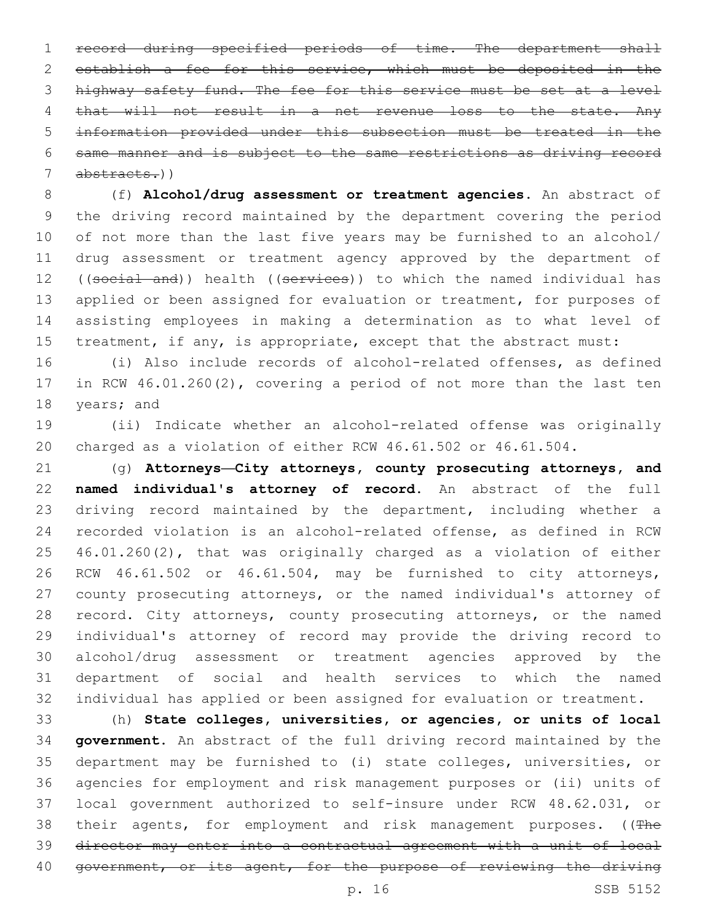~~record during specified periods of time. The department shall establish a fee for this service, which must be deposited in the highway safety fund. The fee for this service must be set at a level that will not result in a net revenue loss to the state. Any information provided under this subsection must be treated in the same manner and is subject to the same restrictions as driving record abstracts.~~))

(f) **Alcohol/drug assessment or treatment agencies.** An abstract of the driving record maintained by the department covering the period of not more than the last five years may be furnished to an alcohol/drug assessment or treatment agency approved by the department of ((~~social and~~)) health ((~~services~~)) to which the named individual has applied or been assigned for evaluation or treatment, for purposes of assisting employees in making a determination as to what level of treatment, if any, is appropriate, except that the abstract must:

(i) Also include records of alcohol-related offenses, as defined in RCW 46.01.260(2), covering a period of not more than the last ten years; and

(ii) Indicate whether an alcohol-related offense was originally charged as a violation of either RCW 46.61.502 or 46.61.504.

(g) **Attorneys—City attorneys, county prosecuting attorneys, and named individual's attorney of record.** An abstract of the full driving record maintained by the department, including whether a recorded violation is an alcohol-related offense, as defined in RCW 46.01.260(2), that was originally charged as a violation of either RCW 46.61.502 or 46.61.504, may be furnished to city attorneys, county prosecuting attorneys, or the named individual's attorney of record. City attorneys, county prosecuting attorneys, or the named individual's attorney of record may provide the driving record to alcohol/drug assessment or treatment agencies approved by the department of social and health services to which the named individual has applied or been assigned for evaluation or treatment.

(h) **State colleges, universities, or agencies, or units of local government.** An abstract of the full driving record maintained by the department may be furnished to (i) state colleges, universities, or agencies for employment and risk management purposes or (ii) units of local government authorized to self-insure under RCW 48.62.031, or their agents, for employment and risk management purposes. ((~~The director may enter into a contractual agreement with a unit of local government, or its agent, for the purpose of reviewing the driving~~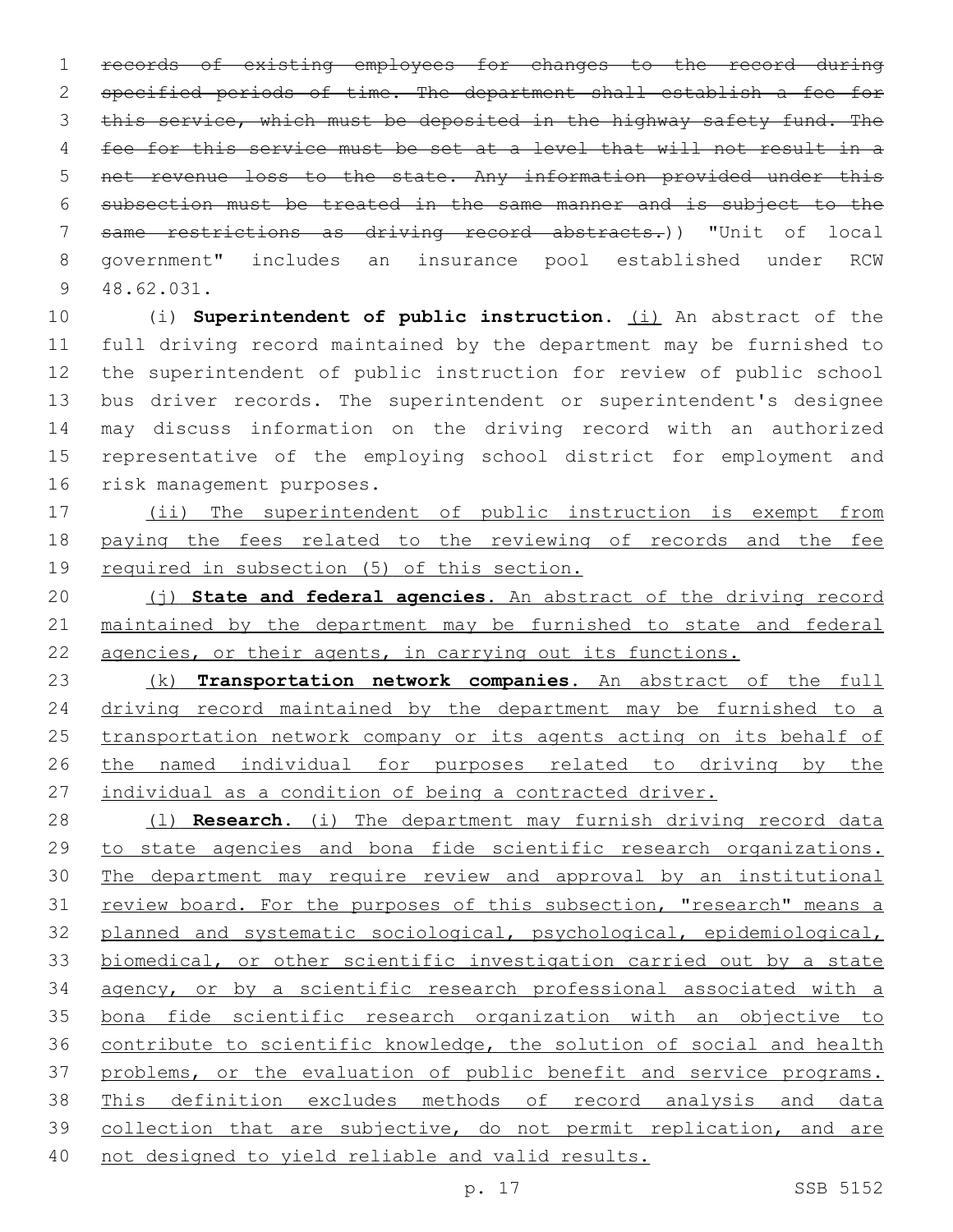~~records of existing employees for changes to the record during specified periods of time. The department shall establish a fee for this service, which must be deposited in the highway safety fund. The fee for this service must be set at a level that will not result in a net revenue loss to the state. Any information provided under this subsection must be treated in the same manner and is subject to the same restrictions as driving record abstracts.~~)) "Unit of local government" includes an insurance pool established under RCW 48.62.031.

(i) **Superintendent of public instruction.** <u>(i)</u> An abstract of the full driving record maintained by the department may be furnished to the superintendent of public instruction for review of public school bus driver records. The superintendent or superintendent's designee may discuss information on the driving record with an authorized representative of the employing school district for employment and risk management purposes.

<u>(ii) The superintendent of public instruction is exempt from paying the fees related to the reviewing of records and the fee required in subsection (5) of this section.</u>

<u>(j)</u> **State and federal agencies**. <u>An abstract of the driving record maintained by the department may be furnished to state and federal agencies, or their agents, in carrying out its functions.</u>

<u>(k)</u> **Transportation network companies**. <u>An abstract of the full driving record maintained by the department may be furnished to a transportation network company or its agents acting on its behalf of the named individual for purposes related to driving by the individual as a condition of being a contracted driver.</u>

<u>(l)</u> **Research**. <u>(i) The department may furnish driving record data to state agencies and bona fide scientific research organizations. The department may require review and approval by an institutional review board. For the purposes of this subsection, "research" means a planned and systematic sociological, psychological, epidemiological, biomedical, or other scientific investigation carried out by a state agency, or by a scientific research professional associated with a bona fide scientific research organization with an objective to contribute to scientific knowledge, the solution of social and health problems, or the evaluation of public benefit and service programs. This definition excludes methods of record analysis and data collection that are subjective, do not permit replication, and are not designed to yield reliable and valid results.</u>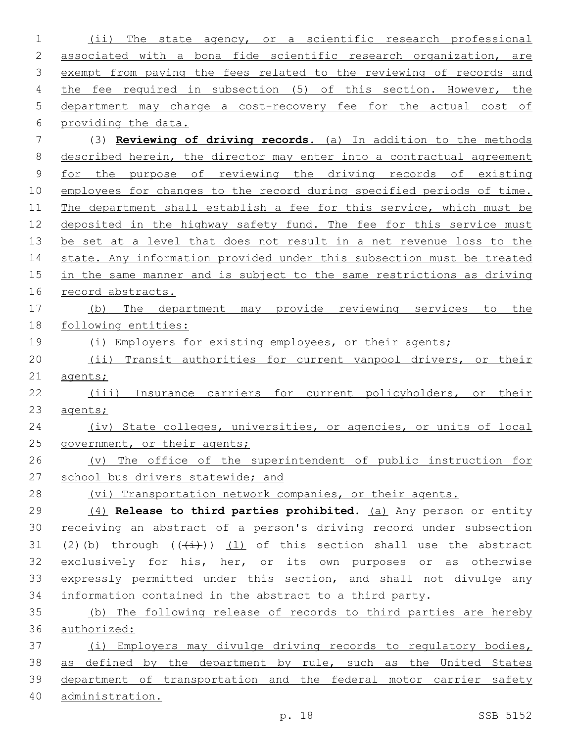(ii) The state agency, or a scientific research professional associated with a bona fide scientific research organization, are exempt from paying the fees related to the reviewing of records and the fee required in subsection (5) of this section. However, the department may charge a cost-recovery fee for the actual cost of providing the data.

(3) **Reviewing of driving records.** (a) In addition to the methods described herein, the director may enter into a contractual agreement for the purpose of reviewing the driving records of existing employees for changes to the record during specified periods of time. The department shall establish a fee for this service, which must be deposited in the highway safety fund. The fee for this service must be set at a level that does not result in a net revenue loss to the state. Any information provided under this subsection must be treated in the same manner and is subject to the same restrictions as driving record abstracts.

(b) The department may provide reviewing services to the following entities:

(i) Employers for existing employees, or their agents;

(ii) Transit authorities for current vanpool drivers, or their agents;

(iii) Insurance carriers for current policyholders, or their agents;

(iv) State colleges, universities, or agencies, or units of local government, or their agents;

(v) The office of the superintendent of public instruction for school bus drivers statewide; and

(vi) Transportation network companies, or their agents.

(4) **Release to third parties prohibited.** (a) Any person or entity receiving an abstract of a person's driving record under subsection (2)(b) through ((~~(i)~~)) (l) of this section shall use the abstract exclusively for his, her, or its own purposes or as otherwise expressly permitted under this section, and shall not divulge any information contained in the abstract to a third party.

(b) The following release of records to third parties are hereby authorized:

(i) Employers may divulge driving records to regulatory bodies, as defined by the department by rule, such as the United States department of transportation and the federal motor carrier safety administration.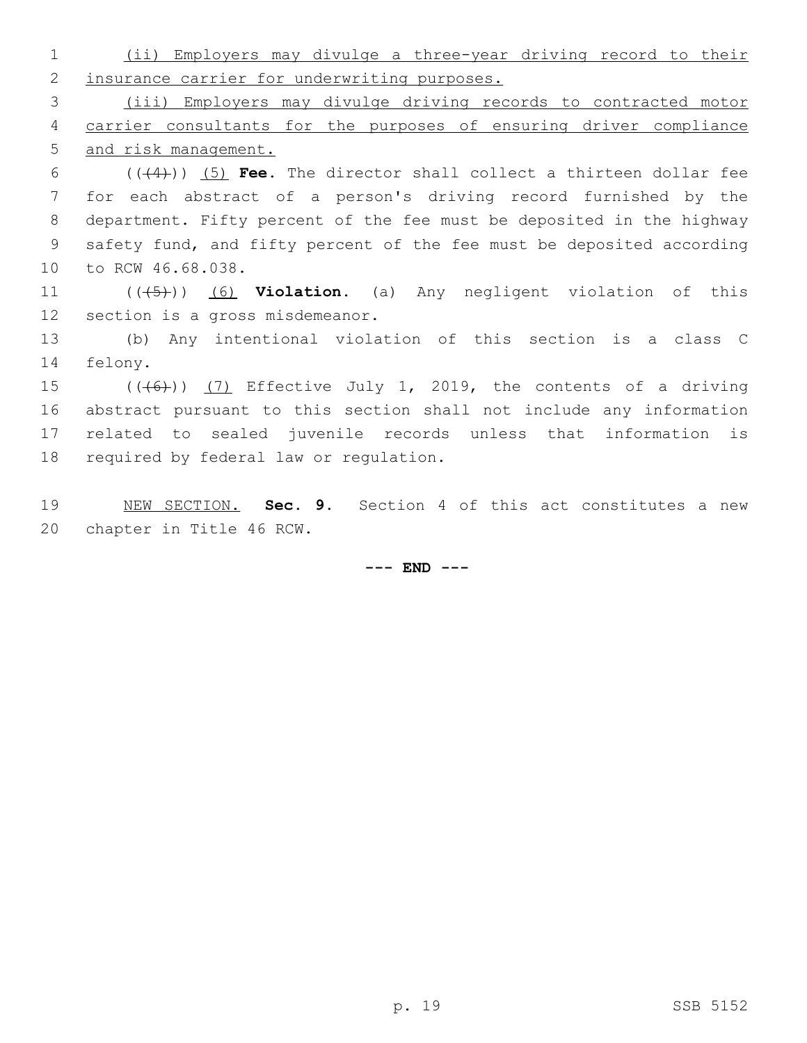(ii) Employers may divulge a three-year driving record to their insurance carrier for underwriting purposes.

(iii) Employers may divulge driving records to contracted motor carrier consultants for the purposes of ensuring driver compliance and risk management.

(((4))) (5) **Fee.** The director shall collect a thirteen dollar fee for each abstract of a person's driving record furnished by the department. Fifty percent of the fee must be deposited in the highway safety fund, and fifty percent of the fee must be deposited according to RCW 46.68.038.

(((5))) (6) **Violation.** (a) Any negligent violation of this section is a gross misdemeanor.

(b) Any intentional violation of this section is a class C felony.

(((6))) (7) Effective July 1, 2019, the contents of a driving abstract pursuant to this section shall not include any information related to sealed juvenile records unless that information is required by federal law or regulation.

NEW SECTION. **Sec. 9.** Section 4 of this act constitutes a new chapter in Title 46 RCW.

**--- END ---**